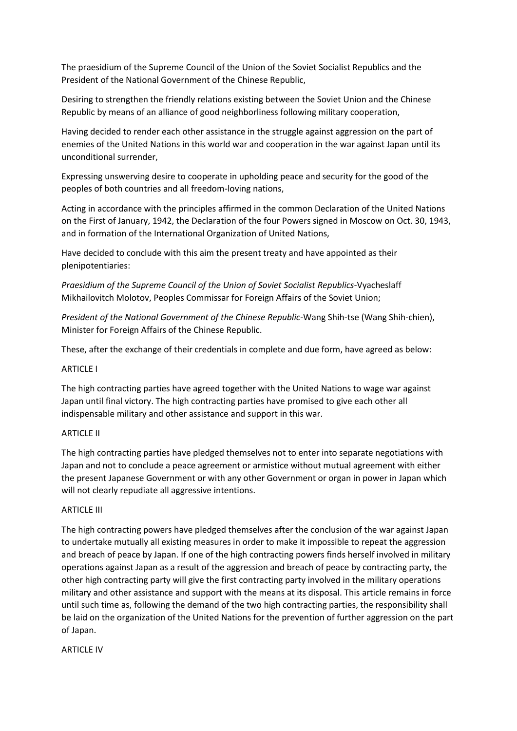The praesidium of the Supreme Council of the Union of the Soviet Socialist Republics and the President of the National Government of the Chinese Republic,

Desiring to strengthen the friendly relations existing between the Soviet Union and the Chinese Republic by means of an alliance of good neighborliness following military cooperation,

Having decided to render each other assistance in the struggle against aggression on the part of enemies of the United Nations in this world war and cooperation in the war against Japan until its unconditional surrender,

Expressing unswerving desire to cooperate in upholding peace and security for the good of the peoples of both countries and all freedom-loving nations,

Acting in accordance with the principles affirmed in the common Declaration of the United Nations on the First of January, 1942, the Declaration of the four Powers signed in Moscow on Oct. 30, 1943, and in formation of the International Organization of United Nations,

Have decided to conclude with this aim the present treaty and have appointed as their plenipotentiaries:

*Praesidium of the Supreme Council of the Union of Soviet Socialist Republics*-Vyacheslaff Mikhailovitch Molotov, Peoples Commissar for Foreign Affairs of the Soviet Union;

*President of the National Government of the Chinese Republic*-Wang Shih-tse (Wang Shih-chien), Minister for Foreign Affairs of the Chinese Republic.

These, after the exchange of their credentials in complete and due form, have agreed as below:

ARTICLE I

The high contracting parties have agreed together with the United Nations to wage war against Japan until final victory. The high contracting parties have promised to give each other all indispensable military and other assistance and support in this war.

ARTICLE II

The high contracting parties have pledged themselves not to enter into separate negotiations with Japan and not to conclude a peace agreement or armistice without mutual agreement with either the present Japanese Government or with any other Government or organ in power in Japan which will not clearly repudiate all aggressive intentions.

ARTICLE III

The high contracting powers have pledged themselves after the conclusion of the war against Japan to undertake mutually all existing measures in order to make it impossible to repeat the aggression and breach of peace by Japan. If one of the high contracting powers finds herself involved in military operations against Japan as a result of the aggression and breach of peace by contracting party, the other high contracting party will give the first contracting party involved in the military operations military and other assistance and support with the means at its disposal. This article remains in force until such time as, following the demand of the two high contracting parties, the responsibility shall be laid on the organization of the United Nations for the prevention of further aggression on the part of Japan.

ARTICLE IV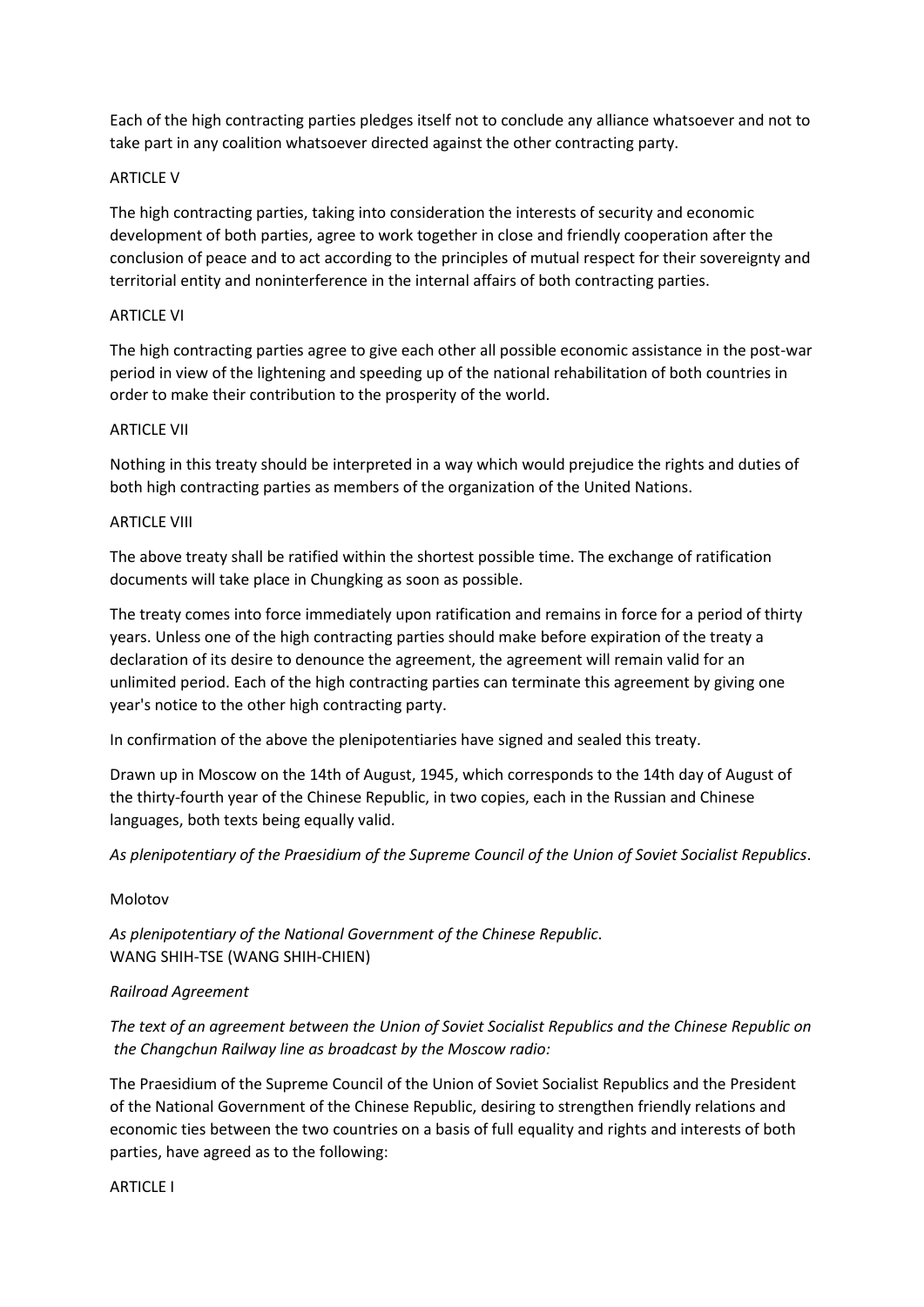Each of the high contracting parties pledges itself not to conclude any alliance whatsoever and not to take part in any coalition whatsoever directed against the other contracting party.

ARTICLE V

The high contracting parties, taking into consideration the interests of security and economic development of both parties, agree to work together in close and friendly cooperation after the conclusion of peace and to act according to the principles of mutual respect for their sovereignty and territorial entity and noninterference in the internal affairs of both contracting parties.

ARTICLE VI

The high contracting parties agree to give each other all possible economic assistance in the post-war period in view of the lightening and speeding up of the national rehabilitation of both countries in order to make their contribution to the prosperity of the world.

ARTICLE VII

Nothing in this treaty should be interpreted in a way which would prejudice the rights and duties of both high contracting parties as members of the organization of the United Nations.

ARTICLE VIII

The above treaty shall be ratified within the shortest possible time. The exchange of ratification documents will take place in Chungking as soon as possible.

The treaty comes into force immediately upon ratification and remains in force for a period of thirty years. Unless one of the high contracting parties should make before expiration of the treaty a declaration of its desire to denounce the agreement, the agreement will remain valid for an unlimited period. Each of the high contracting parties can terminate this agreement by giving one year's notice to the other high contracting party.

In confirmation of the above the plenipotentiaries have signed and sealed this treaty.

Drawn up in Moscow on the 14th of August, 1945, which corresponds to the 14th day of August of the thirty-fourth year of the Chinese Republic, in two copies, each in the Russian and Chinese languages, both texts being equally valid.

*As plenipotentiary of the Praesidium of the Supreme Council of the Union of Soviet Socialist Republics*.

Molotov

*As plenipotentiary of the National Government of the Chinese Republic*.
WANG SHIH-TSE (WANG SHIH-CHIEN)

*Railroad Agreement*

*The text of an agreement between the Union of Soviet Socialist Republics and the Chinese Republic on the Changchun Railway line as broadcast by the Moscow radio:*

The Praesidium of the Supreme Council of the Union of Soviet Socialist Republics and the President of the National Government of the Chinese Republic, desiring to strengthen friendly relations and economic ties between the two countries on a basis of full equality and rights and interests of both parties, have agreed as to the following:

ARTICLE I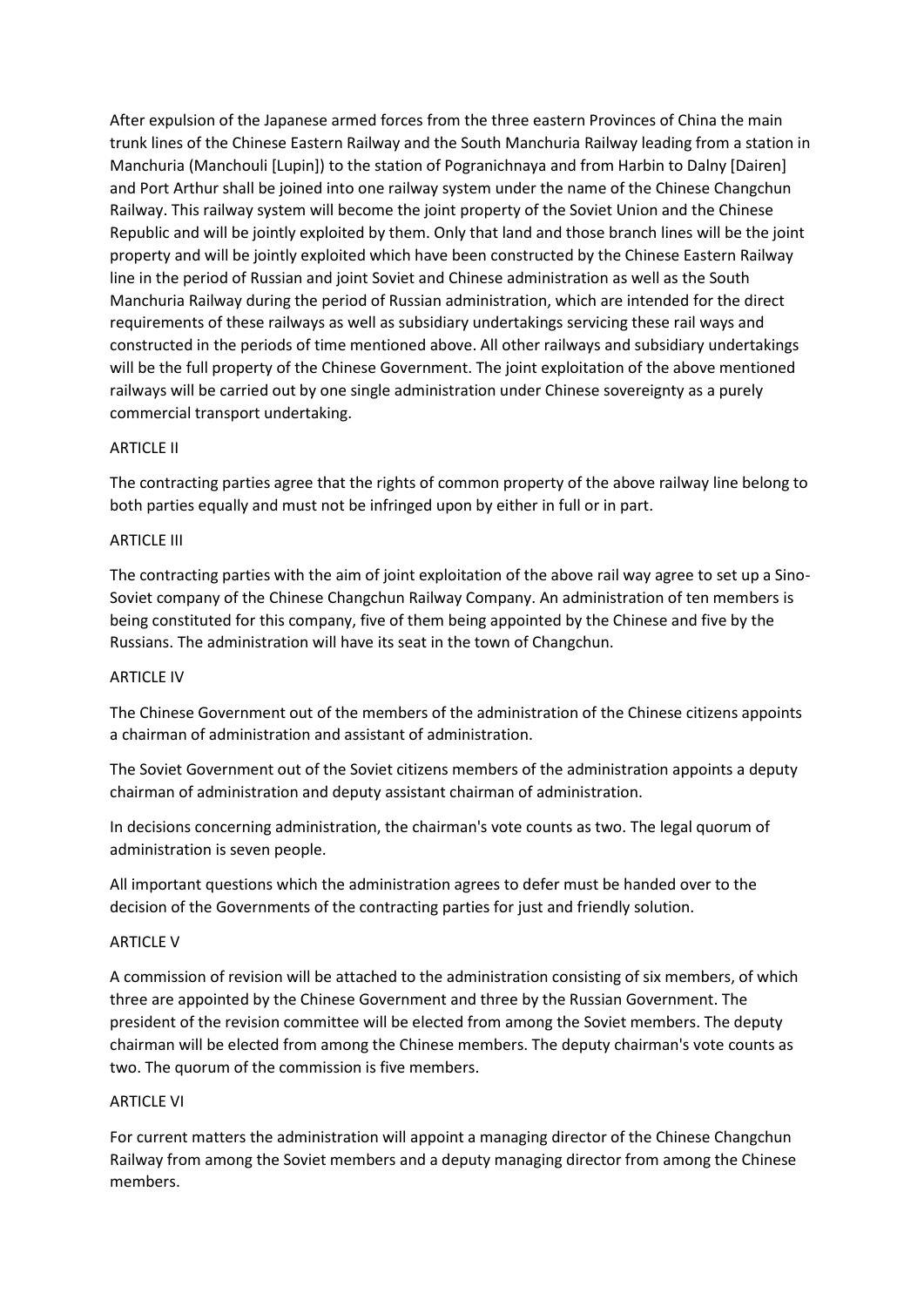After expulsion of the Japanese armed forces from the three eastern Provinces of China the main trunk lines of the Chinese Eastern Railway and the South Manchuria Railway leading from a station in Manchuria (Manchouli [Lupin]) to the station of Pogranichnaya and from Harbin to Dalny [Dairen] and Port Arthur shall be joined into one railway system under the name of the Chinese Changchun Railway. This railway system will become the joint property of the Soviet Union and the Chinese Republic and will be jointly exploited by them. Only that land and those branch lines will be the joint property and will be jointly exploited which have been constructed by the Chinese Eastern Railway line in the period of Russian and joint Soviet and Chinese administration as well as the South Manchuria Railway during the period of Russian administration, which are intended for the direct requirements of these railways as well as subsidiary undertakings servicing these rail ways and constructed in the periods of time mentioned above. All other railways and subsidiary undertakings will be the full property of the Chinese Government. The joint exploitation of the above mentioned railways will be carried out by one single administration under Chinese sovereignty as a purely commercial transport undertaking.

## ARTICLE II

The contracting parties agree that the rights of common property of the above railway line belong to both parties equally and must not be infringed upon by either in full or in part.

## ARTICLE III

The contracting parties with the aim of joint exploitation of the above rail way agree to set up a Sino-Soviet company of the Chinese Changchun Railway Company. An administration of ten members is being constituted for this company, five of them being appointed by the Chinese and five by the Russians. The administration will have its seat in the town of Changchun.

## ARTICLE IV

The Chinese Government out of the members of the administration of the Chinese citizens appoints a chairman of administration and assistant of administration.

The Soviet Government out of the Soviet citizens members of the administration appoints a deputy chairman of administration and deputy assistant chairman of administration.

In decisions concerning administration, the chairman's vote counts as two. The legal quorum of administration is seven people.

All important questions which the administration agrees to defer must be handed over to the decision of the Governments of the contracting parties for just and friendly solution.

## ARTICLE V

A commission of revision will be attached to the administration consisting of six members, of which three are appointed by the Chinese Government and three by the Russian Government. The president of the revision committee will be elected from among the Soviet members. The deputy chairman will be elected from among the Chinese members. The deputy chairman's vote counts as two. The quorum of the commission is five members.

## ARTICLE VI

For current matters the administration will appoint a managing director of the Chinese Changchun Railway from among the Soviet members and a deputy managing director from among the Chinese members.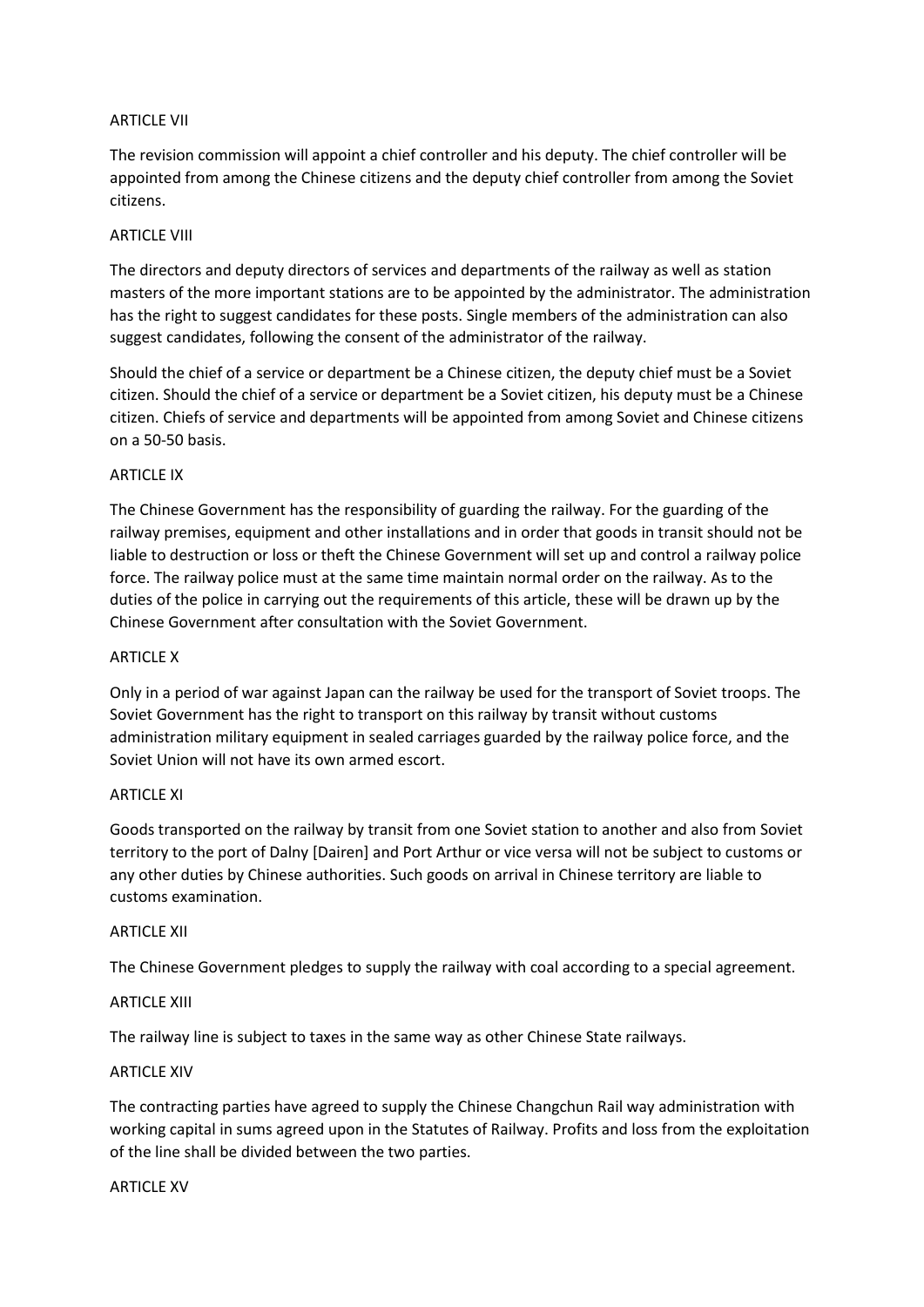ARTICLE VII

The revision commission will appoint a chief controller and his deputy. The chief controller will be appointed from among the Chinese citizens and the deputy chief controller from among the Soviet citizens.

ARTICLE VIII

The directors and deputy directors of services and departments of the railway as well as station masters of the more important stations are to be appointed by the administrator. The administration has the right to suggest candidates for these posts. Single members of the administration can also suggest candidates, following the consent of the administrator of the railway.

Should the chief of a service or department be a Chinese citizen, the deputy chief must be a Soviet citizen. Should the chief of a service or department be a Soviet citizen, his deputy must be a Chinese citizen. Chiefs of service and departments will be appointed from among Soviet and Chinese citizens on a 50-50 basis.

ARTICLE IX

The Chinese Government has the responsibility of guarding the railway. For the guarding of the railway premises, equipment and other installations and in order that goods in transit should not be liable to destruction or loss or theft the Chinese Government will set up and control a railway police force. The railway police must at the same time maintain normal order on the railway. As to the duties of the police in carrying out the requirements of this article, these will be drawn up by the Chinese Government after consultation with the Soviet Government.

ARTICLE X

Only in a period of war against Japan can the railway be used for the transport of Soviet troops. The Soviet Government has the right to transport on this railway by transit without customs administration military equipment in sealed carriages guarded by the railway police force, and the Soviet Union will not have its own armed escort.

ARTICLE XI

Goods transported on the railway by transit from one Soviet station to another and also from Soviet territory to the port of Dalny [Dairen] and Port Arthur or vice versa will not be subject to customs or any other duties by Chinese authorities. Such goods on arrival in Chinese territory are liable to customs examination.

ARTICLE XII

The Chinese Government pledges to supply the railway with coal according to a special agreement.

ARTICLE XIII

The railway line is subject to taxes in the same way as other Chinese State railways.

ARTICLE XIV

The contracting parties have agreed to supply the Chinese Changchun Rail way administration with working capital in sums agreed upon in the Statutes of Railway. Profits and loss from the exploitation of the line shall be divided between the two parties.

ARTICLE XV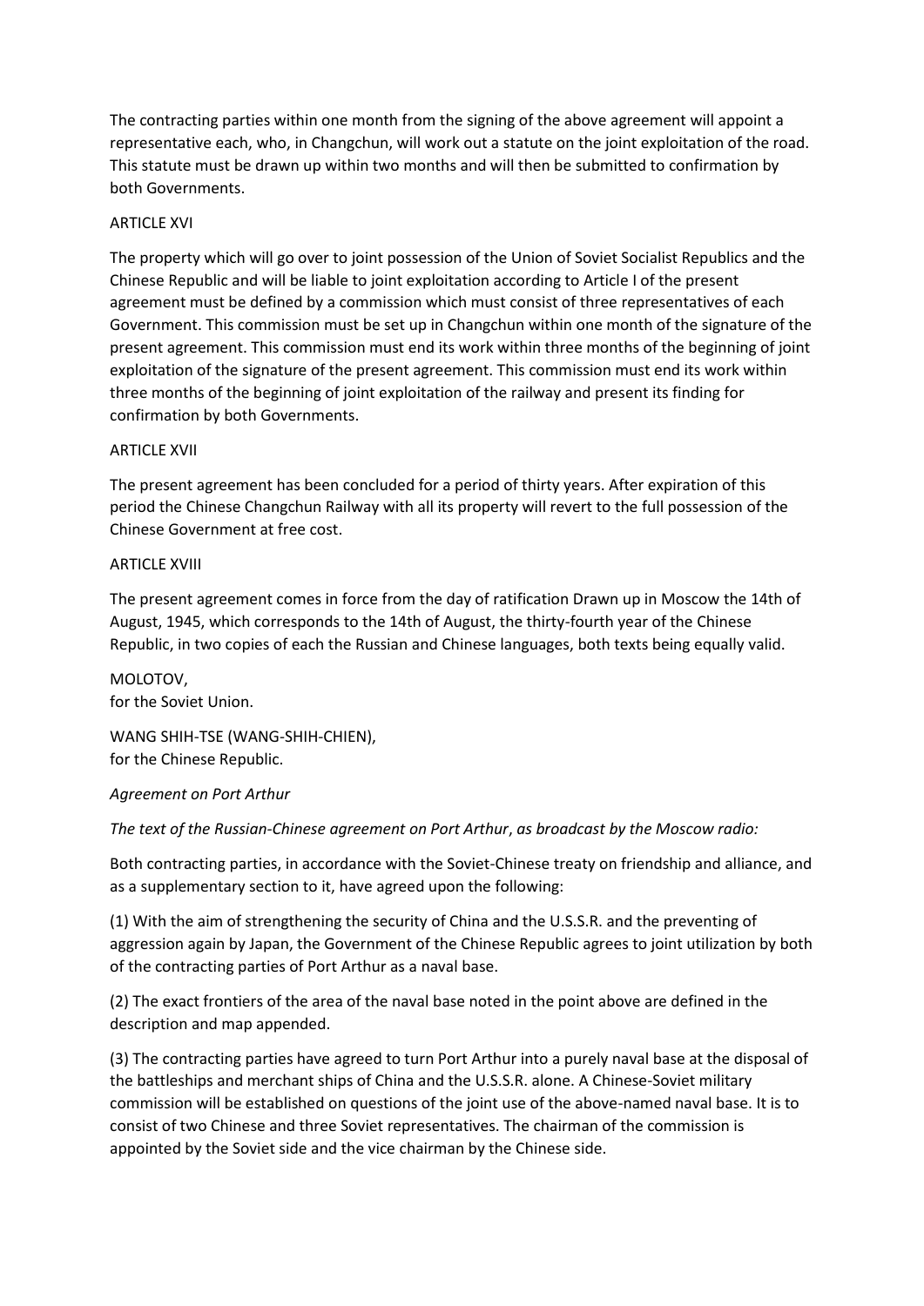The contracting parties within one month from the signing of the above agreement will appoint a representative each, who, in Changchun, will work out a statute on the joint exploitation of the road. This statute must be drawn up within two months and will then be submitted to confirmation by both Governments.

ARTICLE XVI

The property which will go over to joint possession of the Union of Soviet Socialist Republics and the Chinese Republic and will be liable to joint exploitation according to Article I of the present agreement must be defined by a commission which must consist of three representatives of each Government. This commission must be set up in Changchun within one month of the signature of the present agreement. This commission must end its work within three months of the beginning of joint exploitation of the signature of the present agreement. This commission must end its work within three months of the beginning of joint exploitation of the railway and present its finding for confirmation by both Governments.

ARTICLE XVII

The present agreement has been concluded for a period of thirty years. After expiration of this period the Chinese Changchun Railway with all its property will revert to the full possession of the Chinese Government at free cost.

ARTICLE XVIII

The present agreement comes in force from the day of ratification Drawn up in Moscow the 14th of August, 1945, which corresponds to the 14th of August, the thirty-fourth year of the Chinese Republic, in two copies of each the Russian and Chinese languages, both texts being equally valid.

MOLOTOV,
for the Soviet Union.

WANG SHIH-TSE (WANG-SHIH-CHIEN),
for the Chinese Republic.

*Agreement on Port Arthur*

*The text of the Russian-Chinese agreement on Port Arthur, as broadcast by the Moscow radio:*

Both contracting parties, in accordance with the Soviet-Chinese treaty on friendship and alliance, and as a supplementary section to it, have agreed upon the following:

(1) With the aim of strengthening the security of China and the U.S.S.R. and the preventing of aggression again by Japan, the Government of the Chinese Republic agrees to joint utilization by both of the contracting parties of Port Arthur as a naval base.

(2) The exact frontiers of the area of the naval base noted in the point above are defined in the description and map appended.

(3) The contracting parties have agreed to turn Port Arthur into a purely naval base at the disposal of the battleships and merchant ships of China and the U.S.S.R. alone. A Chinese-Soviet military commission will be established on questions of the joint use of the above-named naval base. It is to consist of two Chinese and three Soviet representatives. The chairman of the commission is appointed by the Soviet side and the vice chairman by the Chinese side.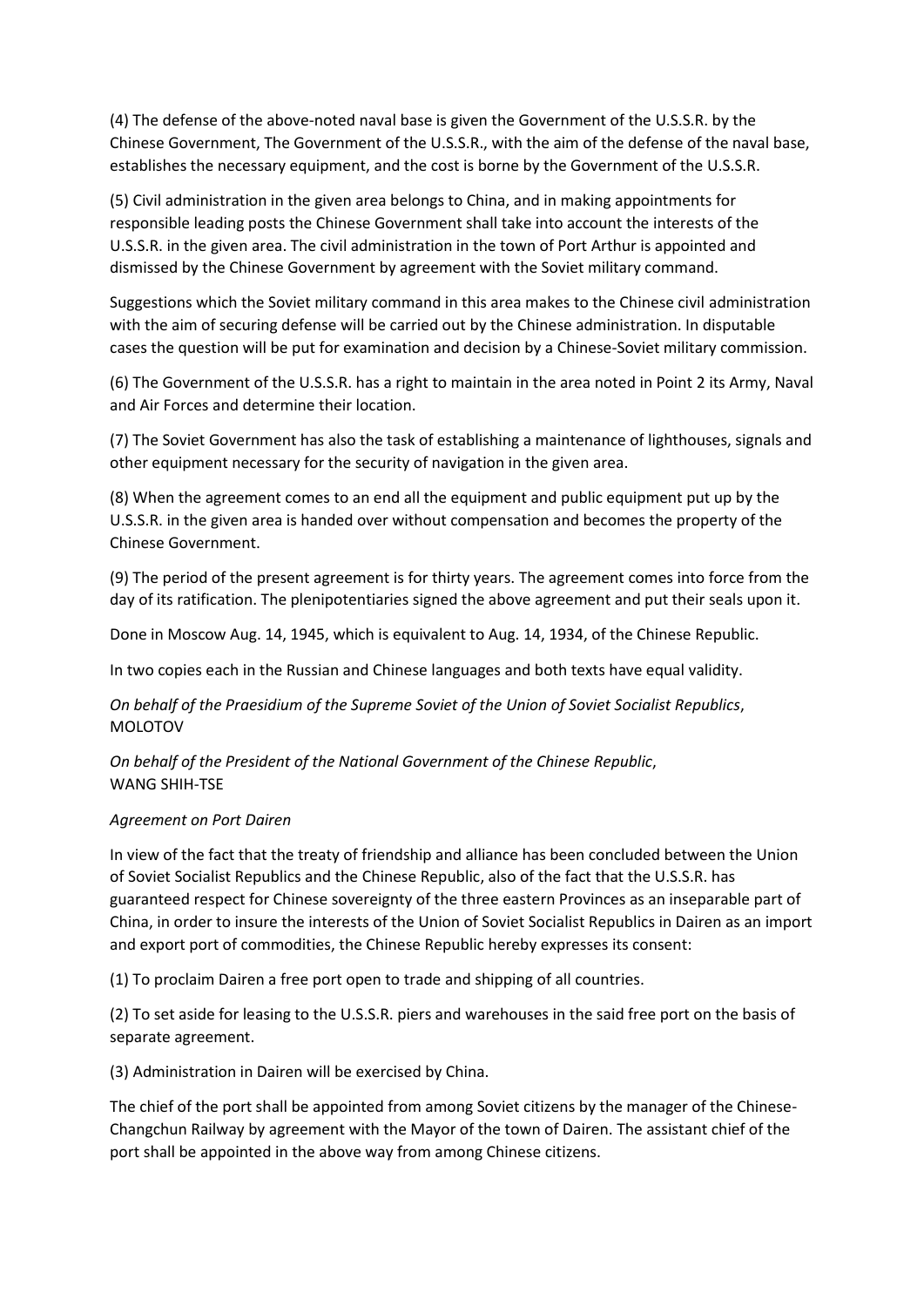(4) The defense of the above-noted naval base is given the Government of the U.S.S.R. by the Chinese Government, The Government of the U.S.S.R., with the aim of the defense of the naval base, establishes the necessary equipment, and the cost is borne by the Government of the U.S.S.R.

(5) Civil administration in the given area belongs to China, and in making appointments for responsible leading posts the Chinese Government shall take into account the interests of the U.S.S.R. in the given area. The civil administration in the town of Port Arthur is appointed and dismissed by the Chinese Government by agreement with the Soviet military command.

Suggestions which the Soviet military command in this area makes to the Chinese civil administration with the aim of securing defense will be carried out by the Chinese administration. In disputable cases the question will be put for examination and decision by a Chinese-Soviet military commission.

(6) The Government of the U.S.S.R. has a right to maintain in the area noted in Point 2 its Army, Naval and Air Forces and determine their location.

(7) The Soviet Government has also the task of establishing a maintenance of lighthouses, signals and other equipment necessary for the security of navigation in the given area.

(8) When the agreement comes to an end all the equipment and public equipment put up by the U.S.S.R. in the given area is handed over without compensation and becomes the property of the Chinese Government.

(9) The period of the present agreement is for thirty years. The agreement comes into force from the day of its ratification. The plenipotentiaries signed the above agreement and put their seals upon it.

Done in Moscow Aug. 14, 1945, which is equivalent to Aug. 14, 1934, of the Chinese Republic.

In two copies each in the Russian and Chinese languages and both texts have equal validity.

*On behalf of the Praesidium of the Supreme Soviet of the Union of Soviet Socialist Republics*,
MOLOTOV

*On behalf of the President of the National Government of the Chinese Republic*,
WANG SHIH-TSE

*Agreement on Port Dairen*

In view of the fact that the treaty of friendship and alliance has been concluded between the Union of Soviet Socialist Republics and the Chinese Republic, also of the fact that the U.S.S.R. has guaranteed respect for Chinese sovereignty of the three eastern Provinces as an inseparable part of China, in order to insure the interests of the Union of Soviet Socialist Republics in Dairen as an import and export port of commodities, the Chinese Republic hereby expresses its consent:

(1) To proclaim Dairen a free port open to trade and shipping of all countries.

(2) To set aside for leasing to the U.S.S.R. piers and warehouses in the said free port on the basis of separate agreement.

(3) Administration in Dairen will be exercised by China.

The chief of the port shall be appointed from among Soviet citizens by the manager of the Chinese-Changchun Railway by agreement with the Mayor of the town of Dairen. The assistant chief of the port shall be appointed in the above way from among Chinese citizens.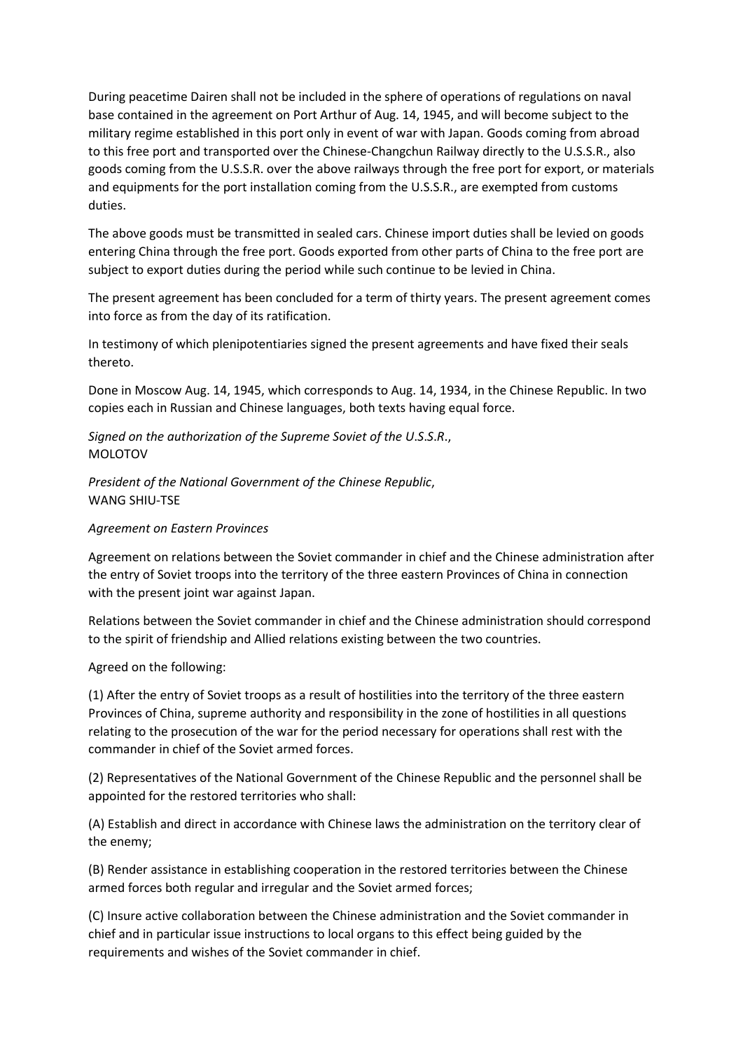During peacetime Dairen shall not be included in the sphere of operations of regulations on naval base contained in the agreement on Port Arthur of Aug. 14, 1945, and will become subject to the military regime established in this port only in event of war with Japan. Goods coming from abroad to this free port and transported over the Chinese-Changchun Railway directly to the U.S.S.R., also goods coming from the U.S.S.R. over the above railways through the free port for export, or materials and equipments for the port installation coming from the U.S.S.R., are exempted from customs duties.

The above goods must be transmitted in sealed cars. Chinese import duties shall be levied on goods entering China through the free port. Goods exported from other parts of China to the free port are subject to export duties during the period while such continue to be levied in China.

The present agreement has been concluded for a term of thirty years. The present agreement comes into force as from the day of its ratification.

In testimony of which plenipotentiaries signed the present agreements and have fixed their seals thereto.

Done in Moscow Aug. 14, 1945, which corresponds to Aug. 14, 1934, in the Chinese Republic. In two copies each in Russian and Chinese languages, both texts having equal force.

*Signed on the authorization of the Supreme Soviet of the U.S.S.R*.,
MOLOTOV

*President of the National Government of the Chinese Republic*,
WANG SHIU-TSE

*Agreement on Eastern Provinces*

Agreement on relations between the Soviet commander in chief and the Chinese administration after the entry of Soviet troops into the territory of the three eastern Provinces of China in connection with the present joint war against Japan.

Relations between the Soviet commander in chief and the Chinese administration should correspond to the spirit of friendship and Allied relations existing between the two countries.

Agreed on the following:

(1) After the entry of Soviet troops as a result of hostilities into the territory of the three eastern Provinces of China, supreme authority and responsibility in the zone of hostilities in all questions relating to the prosecution of the war for the period necessary for operations shall rest with the commander in chief of the Soviet armed forces.

(2) Representatives of the National Government of the Chinese Republic and the personnel shall be appointed for the restored territories who shall:

(A) Establish and direct in accordance with Chinese laws the administration on the territory clear of the enemy;

(B) Render assistance in establishing cooperation in the restored territories between the Chinese armed forces both regular and irregular and the Soviet armed forces;

(C) Insure active collaboration between the Chinese administration and the Soviet commander in chief and in particular issue instructions to local organs to this effect being guided by the requirements and wishes of the Soviet commander in chief.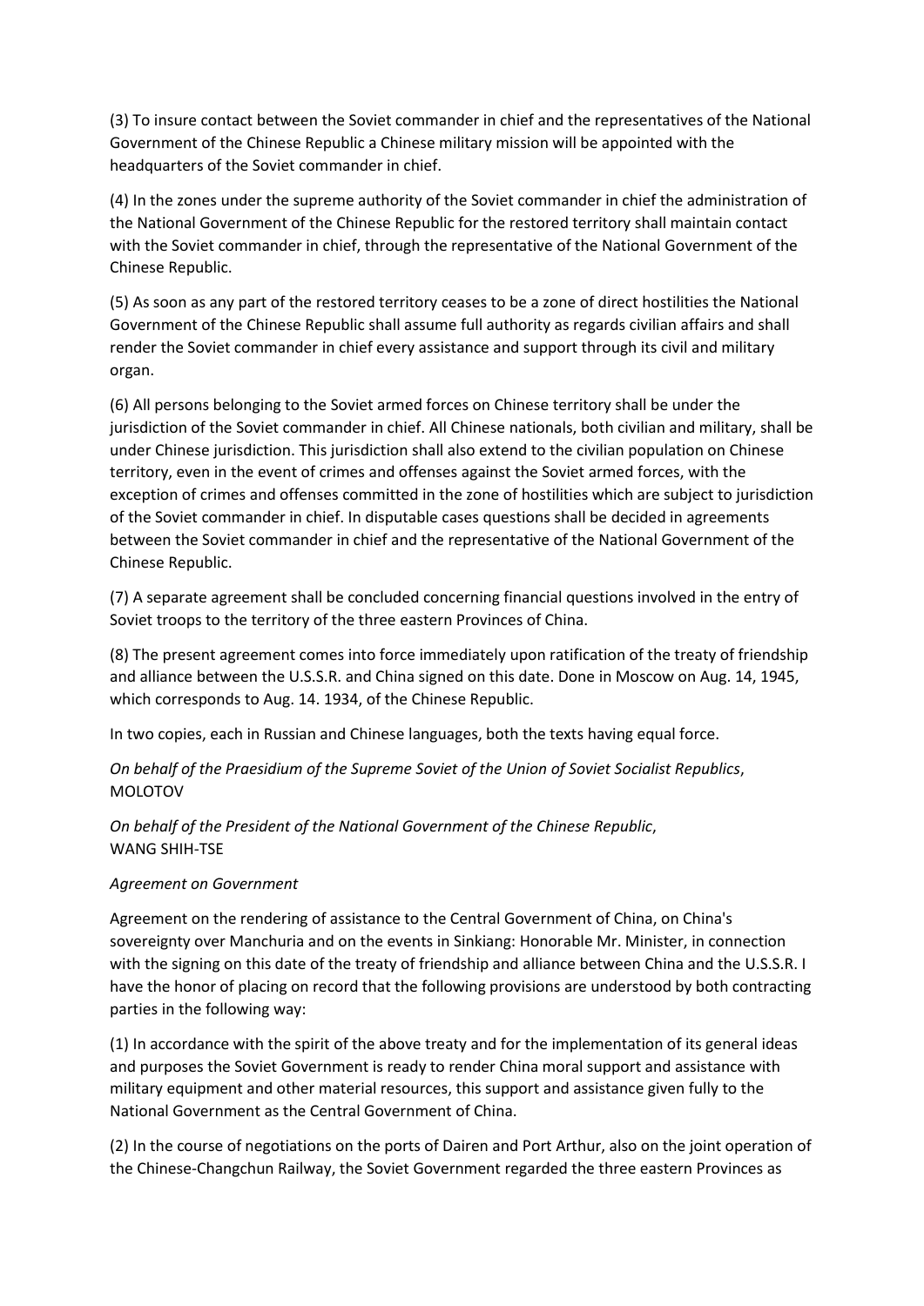(3) To insure contact between the Soviet commander in chief and the representatives of the National Government of the Chinese Republic a Chinese military mission will be appointed with the headquarters of the Soviet commander in chief.

(4) In the zones under the supreme authority of the Soviet commander in chief the administration of the National Government of the Chinese Republic for the restored territory shall maintain contact with the Soviet commander in chief, through the representative of the National Government of the Chinese Republic.

(5) As soon as any part of the restored territory ceases to be a zone of direct hostilities the National Government of the Chinese Republic shall assume full authority as regards civilian affairs and shall render the Soviet commander in chief every assistance and support through its civil and military organ.

(6) All persons belonging to the Soviet armed forces on Chinese territory shall be under the jurisdiction of the Soviet commander in chief. All Chinese nationals, both civilian and military, shall be under Chinese jurisdiction. This jurisdiction shall also extend to the civilian population on Chinese territory, even in the event of crimes and offenses against the Soviet armed forces, with the exception of crimes and offenses committed in the zone of hostilities which are subject to jurisdiction of the Soviet commander in chief. In disputable cases questions shall be decided in agreements between the Soviet commander in chief and the representative of the National Government of the Chinese Republic.

(7) A separate agreement shall be concluded concerning financial questions involved in the entry of Soviet troops to the territory of the three eastern Provinces of China.

(8) The present agreement comes into force immediately upon ratification of the treaty of friendship and alliance between the U.S.S.R. and China signed on this date. Done in Moscow on Aug. 14, 1945, which corresponds to Aug. 14. 1934, of the Chinese Republic.

In two copies, each in Russian and Chinese languages, both the texts having equal force.

*On behalf of the Praesidium of the Supreme Soviet of the Union of Soviet Socialist Republics*, MOLOTOV

*On behalf of the President of the National Government of the Chinese Republic*, WANG SHIH-TSE

*Agreement on Government*

Agreement on the rendering of assistance to the Central Government of China, on China's sovereignty over Manchuria and on the events in Sinkiang: Honorable Mr. Minister, in connection with the signing on this date of the treaty of friendship and alliance between China and the U.S.S.R. I have the honor of placing on record that the following provisions are understood by both contracting parties in the following way:

(1) In accordance with the spirit of the above treaty and for the implementation of its general ideas and purposes the Soviet Government is ready to render China moral support and assistance with military equipment and other material resources, this support and assistance given fully to the National Government as the Central Government of China.

(2) In the course of negotiations on the ports of Dairen and Port Arthur, also on the joint operation of the Chinese-Changchun Railway, the Soviet Government regarded the three eastern Provinces as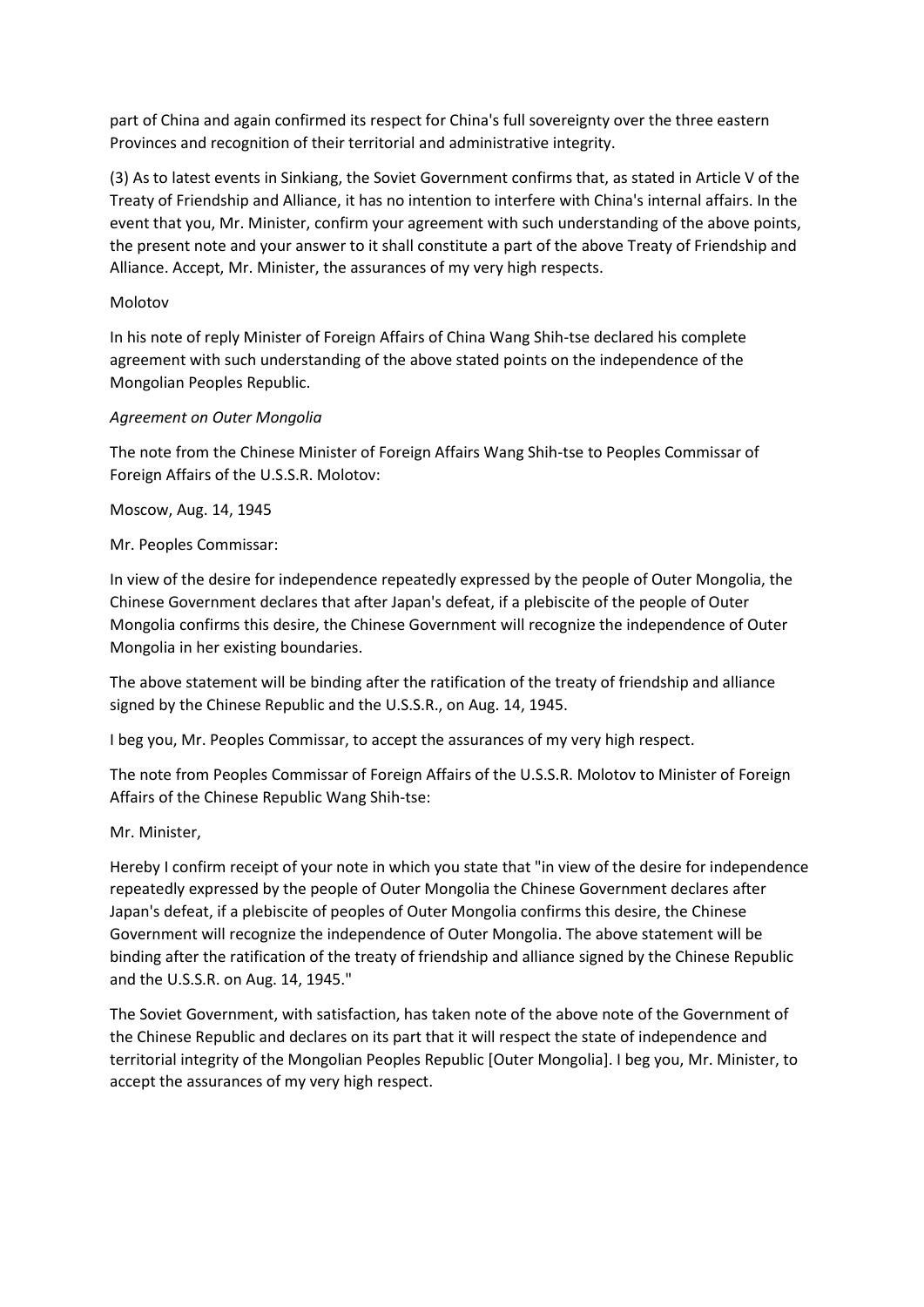part of China and again confirmed its respect for China's full sovereignty over the three eastern Provinces and recognition of their territorial and administrative integrity.

(3) As to latest events in Sinkiang, the Soviet Government confirms that, as stated in Article V of the Treaty of Friendship and Alliance, it has no intention to interfere with China's internal affairs. In the event that you, Mr. Minister, confirm your agreement with such understanding of the above points, the present note and your answer to it shall constitute a part of the above Treaty of Friendship and Alliance. Accept, Mr. Minister, the assurances of my very high respects.

Molotov

In his note of reply Minister of Foreign Affairs of China Wang Shih-tse declared his complete agreement with such understanding of the above stated points on the independence of the Mongolian Peoples Republic.

*Agreement on Outer Mongolia*

The note from the Chinese Minister of Foreign Affairs Wang Shih-tse to Peoples Commissar of Foreign Affairs of the U.S.S.R. Molotov:

Moscow, Aug. 14, 1945

Mr. Peoples Commissar:

In view of the desire for independence repeatedly expressed by the people of Outer Mongolia, the Chinese Government declares that after Japan's defeat, if a plebiscite of the people of Outer Mongolia confirms this desire, the Chinese Government will recognize the independence of Outer Mongolia in her existing boundaries.

The above statement will be binding after the ratification of the treaty of friendship and alliance signed by the Chinese Republic and the U.S.S.R., on Aug. 14, 1945.

I beg you, Mr. Peoples Commissar, to accept the assurances of my very high respect.

The note from Peoples Commissar of Foreign Affairs of the U.S.S.R. Molotov to Minister of Foreign Affairs of the Chinese Republic Wang Shih-tse:

Mr. Minister,

Hereby I confirm receipt of your note in which you state that "in view of the desire for independence repeatedly expressed by the people of Outer Mongolia the Chinese Government declares after Japan's defeat, if a plebiscite of peoples of Outer Mongolia confirms this desire, the Chinese Government will recognize the independence of Outer Mongolia. The above statement will be binding after the ratification of the treaty of friendship and alliance signed by the Chinese Republic and the U.S.S.R. on Aug. 14, 1945."

The Soviet Government, with satisfaction, has taken note of the above note of the Government of the Chinese Republic and declares on its part that it will respect the state of independence and territorial integrity of the Mongolian Peoples Republic [Outer Mongolia]. I beg you, Mr. Minister, to accept the assurances of my very high respect.